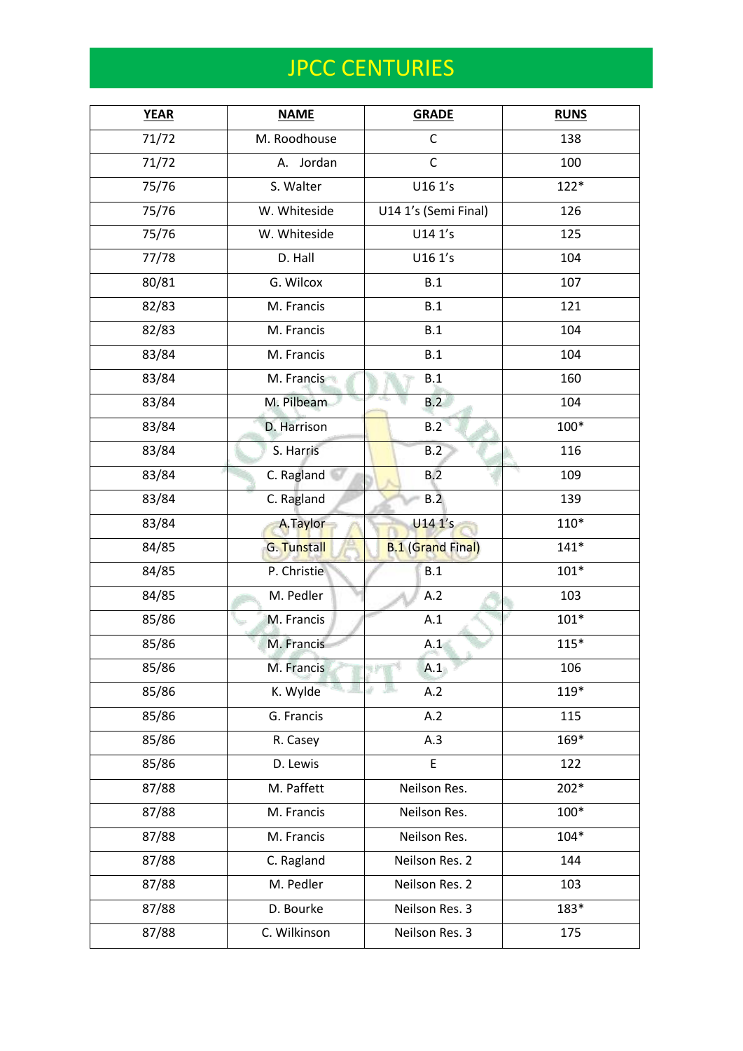# JPCC CENTURIES

| YEAR | NAME | GRADE | RUNS |
|---|---|---|---|
| 71/72 | M. Roodhouse | C | 138 |
| 71/72 | A. Jordan | C | 100 |
| 75/76 | S. Walter | U16 1's | 122* |
| 75/76 | W. Whiteside | U14 1's (Semi Final) | 126 |
| 75/76 | W. Whiteside | U14 1's | 125 |
| 77/78 | D. Hall | U16 1's | 104 |
| 80/81 | G. Wilcox | B.1 | 107 |
| 82/83 | M. Francis | B.1 | 121 |
| 82/83 | M. Francis | B.1 | 104 |
| 83/84 | M. Francis | B.1 | 104 |
| 83/84 | M. Francis | B.1 | 160 |
| 83/84 | M. Pilbeam | B.2 | 104 |
| 83/84 | D. Harrison | B.2 | 100* |
| 83/84 | S. Harris | B.2 | 116 |
| 83/84 | C. Ragland | B.2 | 109 |
| 83/84 | C. Ragland | B.2 | 139 |
| 83/84 | A.Taylor | U14 1's | 110* |
| 84/85 | G. Tunstall | B.1 (Grand Final) | 141* |
| 84/85 | P. Christie | B.1 | 101* |
| 84/85 | M. Pedler | A.2 | 103 |
| 85/86 | M. Francis | A.1 | 101* |
| 85/86 | M. Francis | A.1 | 115* |
| 85/86 | M. Francis | A.1 | 106 |
| 85/86 | K. Wylde | A.2 | 119* |
| 85/86 | G. Francis | A.2 | 115 |
| 85/86 | R. Casey | A.3 | 169* |
| 85/86 | D. Lewis | E | 122 |
| 87/88 | M. Paffett | Neilson Res. | 202* |
| 87/88 | M. Francis | Neilson Res. | 100* |
| 87/88 | M. Francis | Neilson Res. | 104* |
| 87/88 | C. Ragland | Neilson Res. 2 | 144 |
| 87/88 | M. Pedler | Neilson Res. 2 | 103 |
| 87/88 | D. Bourke | Neilson Res. 3 | 183* |
| 87/88 | C. Wilkinson | Neilson Res. 3 | 175 |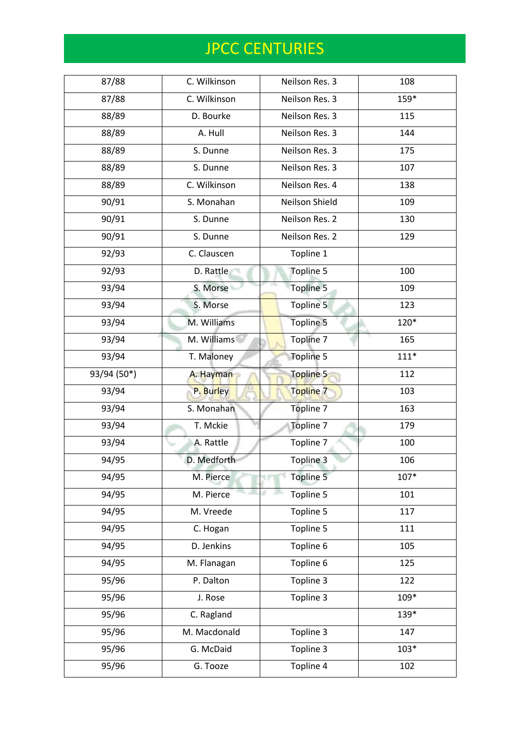# JPCC CENTURIES

| 87/88 | C. Wilkinson | Neilson Res. 3 | 108 |
|---|---|---|---|
| 87/88 | C. Wilkinson | Neilson Res. 3 | 159* |
| 88/89 | D. Bourke | Neilson Res. 3 | 115 |
| 88/89 | A. Hull | Neilson Res. 3 | 144 |
| 88/89 | S. Dunne | Neilson Res. 3 | 175 |
| 88/89 | S. Dunne | Neilson Res. 3 | 107 |
| 88/89 | C. Wilkinson | Neilson Res. 4 | 138 |
| 90/91 | S. Monahan | Neilson Shield | 109 |
| 90/91 | S. Dunne | Neilson Res. 2 | 130 |
| 90/91 | S. Dunne | Neilson Res. 2 | 129 |
| 92/93 | C. Clauscen | Topline 1 | |
| 92/93 | D. Rattle | Topline 5 | 100 |
| 93/94 | S. Morse | Topline 5 | 109 |
| 93/94 | S. Morse | Topline 5 | 123 |
| 93/94 | M. Williams | Topline 5 | 120* |
| 93/94 | M. Williams | Topline 7 | 165 |
| 93/94 | T. Maloney | Topline 5 | 111* |
| 93/94 (50*) | A. Hayman | Topline 5 | 112 |
| 93/94 | P. Burley | Topline 7 | 103 |
| 93/94 | S. Monahan | Topline 7 | 163 |
| 93/94 | T. Mckie | Topline 7 | 179 |
| 93/94 | A. Rattle | Topline 7 | 100 |
| 94/95 | D. Medforth | Topline 3 | 106 |
| 94/95 | M. Pierce | Topline 5 | 107* |
| 94/95 | M. Pierce | Topline 5 | 101 |
| 94/95 | M. Vreede | Topline 5 | 117 |
| 94/95 | C. Hogan | Topline 5 | 111 |
| 94/95 | D. Jenkins | Topline 6 | 105 |
| 94/95 | M. Flanagan | Topline 6 | 125 |
| 95/96 | P. Dalton | Topline 3 | 122 |
| 95/96 | J. Rose | Topline 3 | 109* |
| 95/96 | C. Ragland | | 139* |
| 95/96 | M. Macdonald | Topline 3 | 147 |
| 95/96 | G. McDaid | Topline 3 | 103* |
| 95/96 | G. Tooze | Topline 4 | 102 |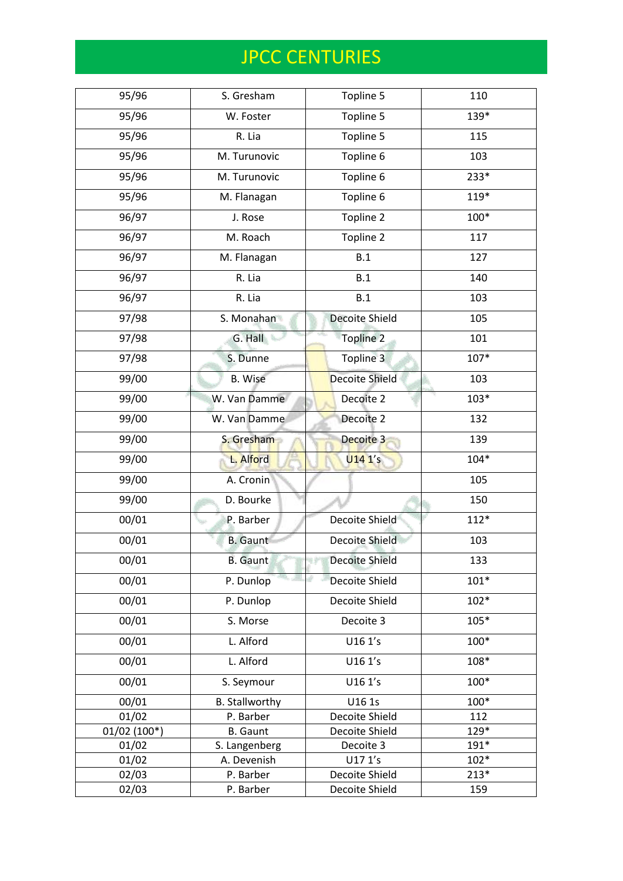# JPCC CENTURIES

| | | | |
|---|---|---|---|
| 95/96 | S. Gresham | Topline 5 | 110 |
| 95/96 | W. Foster | Topline 5 | 139* |
| 95/96 | R. Lia | Topline 5 | 115 |
| 95/96 | M. Turunovic | Topline 6 | 103 |
| 95/96 | M. Turunovic | Topline 6 | 233* |
| 95/96 | M. Flanagan | Topline 6 | 119* |
| 96/97 | J. Rose | Topline 2 | 100* |
| 96/97 | M. Roach | Topline 2 | 117 |
| 96/97 | M. Flanagan | B.1 | 127 |
| 96/97 | R. Lia | B.1 | 140 |
| 96/97 | R. Lia | B.1 | 103 |
| 97/98 | S. Monahan | Decoite Shield | 105 |
| 97/98 | G. Hall | Topline 2 | 101 |
| 97/98 | S. Dunne | Topline 3 | 107* |
| 99/00 | B. Wise | Decoite Shield | 103 |
| 99/00 | W. Van Damme | Decoite 2 | 103* |
| 99/00 | W. Van Damme | Decoite 2 | 132 |
| 99/00 | S. Gresham | Decoite 3 | 139 |
| 99/00 | L. Alford | U14 1's | 104* |
| 99/00 | A. Cronin | | 105 |
| 99/00 | D. Bourke | | 150 |
| 00/01 | P. Barber | Decoite Shield | 112* |
| 00/01 | B. Gaunt | Decoite Shield | 103 |
| 00/01 | B. Gaunt | Decoite Shield | 133 |
| 00/01 | P. Dunlop | Decoite Shield | 101* |
| 00/01 | P. Dunlop | Decoite Shield | 102* |
| 00/01 | S. Morse | Decoite 3 | 105* |
| 00/01 | L. Alford | U16 1's | 100* |
| 00/01 | L. Alford | U16 1's | 108* |
| 00/01 | S. Seymour | U16 1's | 100* |
| 00/01 | B. Stallworthy | U16 1s | 100* |
| 01/02 | P. Barber | Decoite Shield | 112 |
| 01/02 (100*) | B. Gaunt | Decoite Shield | 129* |
| 01/02 | S. Langenberg | Decoite 3 | 191* |
| 01/02 | A. Devenish | U17 1's | 102* |
| 02/03 | P. Barber | Decoite Shield | 213* |
| 02/03 | P. Barber | Decoite Shield | 159 |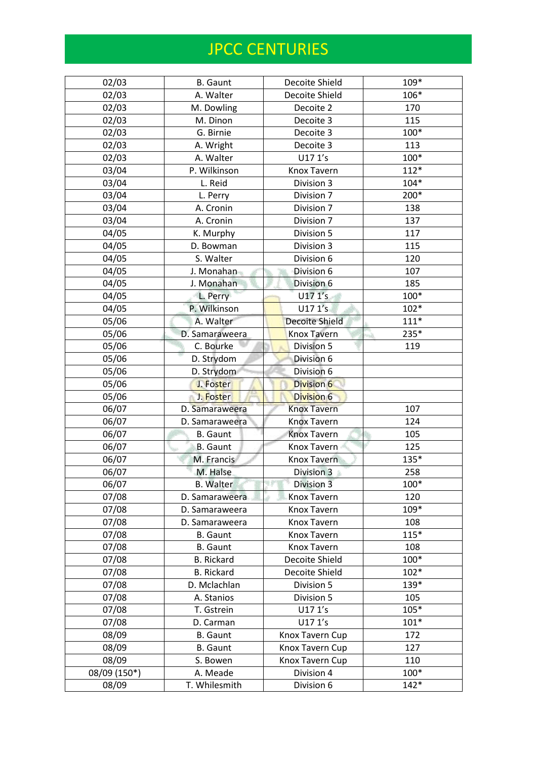# JPCC CENTURIES

| | | | |
|---|---|---|---|
| 02/03 | B. Gaunt | Decoite Shield | 109* |
| 02/03 | A. Walter | Decoite Shield | 106* |
| 02/03 | M. Dowling | Decoite 2 | 170 |
| 02/03 | M. Dinon | Decoite 3 | 115 |
| 02/03 | G. Birnie | Decoite 3 | 100* |
| 02/03 | A. Wright | Decoite 3 | 113 |
| 02/03 | A. Walter | U17 1's | 100* |
| 03/04 | P. Wilkinson | Knox Tavern | 112* |
| 03/04 | L. Reid | Division 3 | 104* |
| 03/04 | L. Perry | Division 7 | 200* |
| 03/04 | A. Cronin | Division 7 | 138 |
| 03/04 | A. Cronin | Division 7 | 137 |
| 04/05 | K. Murphy | Division 5 | 117 |
| 04/05 | D. Bowman | Division 3 | 115 |
| 04/05 | S. Walter | Division 6 | 120 |
| 04/05 | J. Monahan | Division 6 | 107 |
| 04/05 | J. Monahan | Division 6 | 185 |
| 04/05 | L. Perry | U17 1's | 100* |
| 04/05 | P. Wilkinson | U17 1's | 102* |
| 05/06 | A. Walter | Decoite Shield | 111* |
| 05/06 | D. Samaraweera | Knox Tavern | 235* |
| 05/06 | C. Bourke | Division 5 | 119 |
| 05/06 | D. Strydom | Division 6 | |
| 05/06 | D. Strydom | Division 6 | |
| 05/06 | J. Foster | Division 6 | |
| 05/06 | J. Foster | Division 6 | |
| 06/07 | D. Samaraweera | Knox Tavern | 107 |
| 06/07 | D. Samaraweera | Knox Tavern | 124 |
| 06/07 | B. Gaunt | Knox Tavern | 105 |
| 06/07 | B. Gaunt | Knox Tavern | 125 |
| 06/07 | M. Francis | Knox Tavern | 135* |
| 06/07 | M. Halse | Division 3 | 258 |
| 06/07 | B. Walter | Division 3 | 100* |
| 07/08 | D. Samaraweera | Knox Tavern | 120 |
| 07/08 | D. Samaraweera | Knox Tavern | 109* |
| 07/08 | D. Samaraweera | Knox Tavern | 108 |
| 07/08 | B. Gaunt | Knox Tavern | 115* |
| 07/08 | B. Gaunt | Knox Tavern | 108 |
| 07/08 | B. Rickard | Decoite Shield | 100* |
| 07/08 | B. Rickard | Decoite Shield | 102* |
| 07/08 | D. Mclachlan | Division 5 | 139* |
| 07/08 | A. Stanios | Division 5 | 105 |
| 07/08 | T. Gstrein | U17 1's | 105* |
| 07/08 | D. Carman | U17 1's | 101* |
| 08/09 | B. Gaunt | Knox Tavern Cup | 172 |
| 08/09 | B. Gaunt | Knox Tavern Cup | 127 |
| 08/09 | S. Bowen | Knox Tavern Cup | 110 |
| 08/09 (150*) | A. Meade | Division 4 | 100* |
| 08/09 | T. Whilesmith | Division 6 | 142* |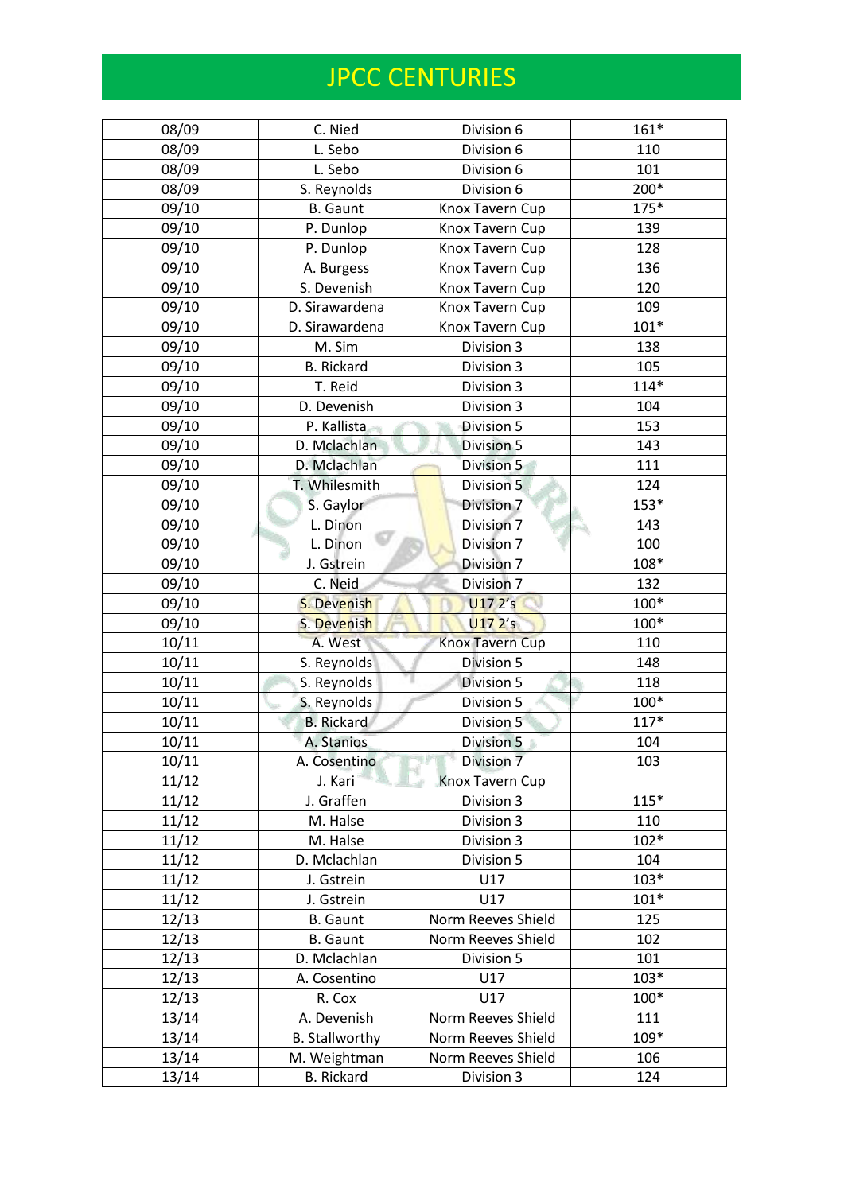# JPCC CENTURIES

| | | | |
|---|---|---|---|
| 08/09 | C. Nied | Division 6 | 161* |
| 08/09 | L. Sebo | Division 6 | 110 |
| 08/09 | L. Sebo | Division 6 | 101 |
| 08/09 | S. Reynolds | Division 6 | 200* |
| 09/10 | B. Gaunt | Knox Tavern Cup | 175* |
| 09/10 | P. Dunlop | Knox Tavern Cup | 139 |
| 09/10 | P. Dunlop | Knox Tavern Cup | 128 |
| 09/10 | A. Burgess | Knox Tavern Cup | 136 |
| 09/10 | S. Devenish | Knox Tavern Cup | 120 |
| 09/10 | D. Sirawardena | Knox Tavern Cup | 109 |
| 09/10 | D. Sirawardena | Knox Tavern Cup | 101* |
| 09/10 | M. Sim | Division 3 | 138 |
| 09/10 | B. Rickard | Division 3 | 105 |
| 09/10 | T. Reid | Division 3 | 114* |
| 09/10 | D. Devenish | Division 3 | 104 |
| 09/10 | P. Kallista | Division 5 | 153 |
| 09/10 | D. Mclachlan | Division 5 | 143 |
| 09/10 | D. Mclachlan | Division 5 | 111 |
| 09/10 | T. Whilesmith | Division 5 | 124 |
| 09/10 | S. Gaylor | Division 7 | 153* |
| 09/10 | L. Dinon | Division 7 | 143 |
| 09/10 | L. Dinon | Division 7 | 100 |
| 09/10 | J. Gstrein | Division 7 | 108* |
| 09/10 | C. Neid | Division 7 | 132 |
| 09/10 | S. Devenish | U17 2's | 100* |
| 09/10 | S. Devenish | U17 2's | 100* |
| 10/11 | A. West | Knox Tavern Cup | 110 |
| 10/11 | S. Reynolds | Division 5 | 148 |
| 10/11 | S. Reynolds | Division 5 | 118 |
| 10/11 | S. Reynolds | Division 5 | 100* |
| 10/11 | B. Rickard | Division 5 | 117* |
| 10/11 | A. Stanios | Division 5 | 104 |
| 10/11 | A. Cosentino | Division 7 | 103 |
| 11/12 | J. Kari | Knox Tavern Cup | |
| 11/12 | J. Graffen | Division 3 | 115* |
| 11/12 | M. Halse | Division 3 | 110 |
| 11/12 | M. Halse | Division 3 | 102* |
| 11/12 | D. Mclachlan | Division 5 | 104 |
| 11/12 | J. Gstrein | U17 | 103* |
| 11/12 | J. Gstrein | U17 | 101* |
| 12/13 | B. Gaunt | Norm Reeves Shield | 125 |
| 12/13 | B. Gaunt | Norm Reeves Shield | 102 |
| 12/13 | D. Mclachlan | Division 5 | 101 |
| 12/13 | A. Cosentino | U17 | 103* |
| 12/13 | R. Cox | U17 | 100* |
| 13/14 | A. Devenish | Norm Reeves Shield | 111 |
| 13/14 | B. Stallworthy | Norm Reeves Shield | 109* |
| 13/14 | M. Weightman | Norm Reeves Shield | 106 |
| 13/14 | B. Rickard | Division 3 | 124 |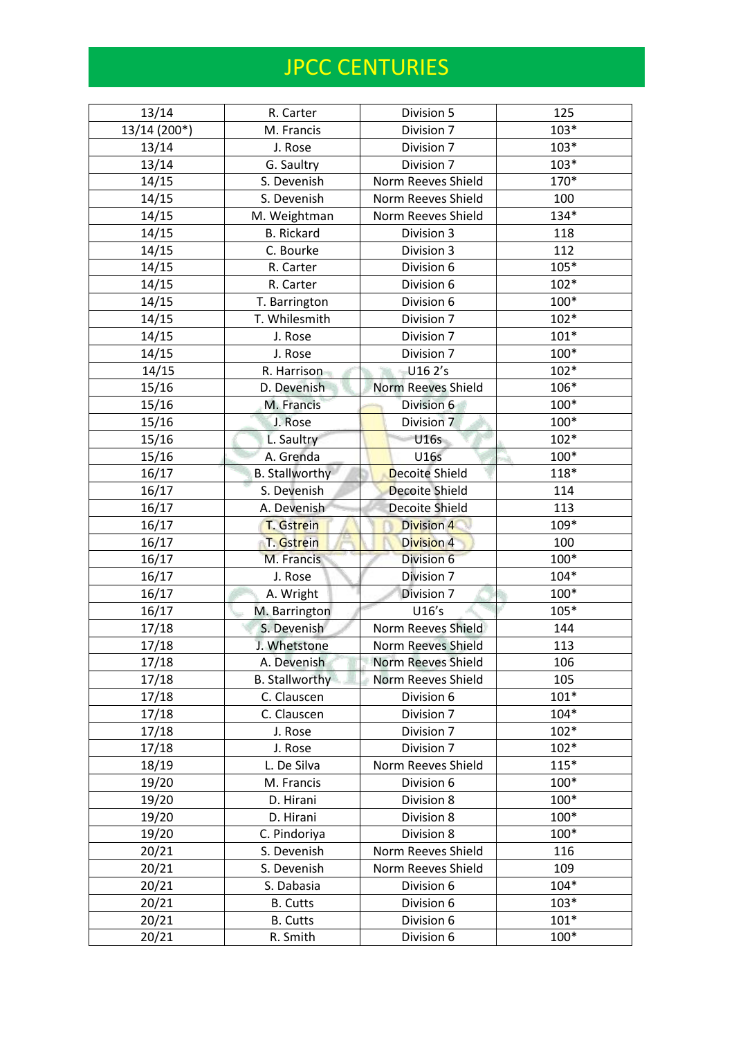# JPCC CENTURIES

| 13/14 | R. Carter | Division 5 | 125 |
|---|---|---|---|
| 13/14 (200*) | M. Francis | Division 7 | 103* |
| 13/14 | J. Rose | Division 7 | 103* |
| 13/14 | G. Saultry | Division 7 | 103* |
| 14/15 | S. Devenish | Norm Reeves Shield | 170* |
| 14/15 | S. Devenish | Norm Reeves Shield | 100 |
| 14/15 | M. Weightman | Norm Reeves Shield | 134* |
| 14/15 | B. Rickard | Division 3 | 118 |
| 14/15 | C. Bourke | Division 3 | 112 |
| 14/15 | R. Carter | Division 6 | 105* |
| 14/15 | R. Carter | Division 6 | 102* |
| 14/15 | T. Barrington | Division 6 | 100* |
| 14/15 | T. Whilesmith | Division 7 | 102* |
| 14/15 | J. Rose | Division 7 | 101* |
| 14/15 | J. Rose | Division 7 | 100* |
| 14/15 | R. Harrison | U16 2's | 102* |
| 15/16 | D. Devenish | Norm Reeves Shield | 106* |
| 15/16 | M. Francis | Division 6 | 100* |
| 15/16 | J. Rose | Division 7 | 100* |
| 15/16 | L. Saultry | U16s | 102* |
| 15/16 | A. Grenda | U16s | 100* |
| 16/17 | B. Stallworthy | Decoite Shield | 118* |
| 16/17 | S. Devenish | Decoite Shield | 114 |
| 16/17 | A. Devenish | Decoite Shield | 113 |
| 16/17 | T. Gstrein | Division 4 | 109* |
| 16/17 | T. Gstrein | Division 4 | 100 |
| 16/17 | M. Francis | Division 6 | 100* |
| 16/17 | J. Rose | Division 7 | 104* |
| 16/17 | A. Wright | Division 7 | 100* |
| 16/17 | M. Barrington | U16's | 105* |
| 17/18 | S. Devenish | Norm Reeves Shield | 144 |
| 17/18 | J. Whetstone | Norm Reeves Shield | 113 |
| 17/18 | A. Devenish | Norm Reeves Shield | 106 |
| 17/18 | B. Stallworthy | Norm Reeves Shield | 105 |
| 17/18 | C. Clauscen | Division 6 | 101* |
| 17/18 | C. Clauscen | Division 7 | 104* |
| 17/18 | J. Rose | Division 7 | 102* |
| 17/18 | J. Rose | Division 7 | 102* |
| 18/19 | L. De Silva | Norm Reeves Shield | 115* |
| 19/20 | M. Francis | Division 6 | 100* |
| 19/20 | D. Hirani | Division 8 | 100* |
| 19/20 | D. Hirani | Division 8 | 100* |
| 19/20 | C. Pindoriya | Division 8 | 100* |
| 20/21 | S. Devenish | Norm Reeves Shield | 116 |
| 20/21 | S. Devenish | Norm Reeves Shield | 109 |
| 20/21 | S. Dabasia | Division 6 | 104* |
| 20/21 | B. Cutts | Division 6 | 103* |
| 20/21 | B. Cutts | Division 6 | 101* |
| 20/21 | R. Smith | Division 6 | 100* |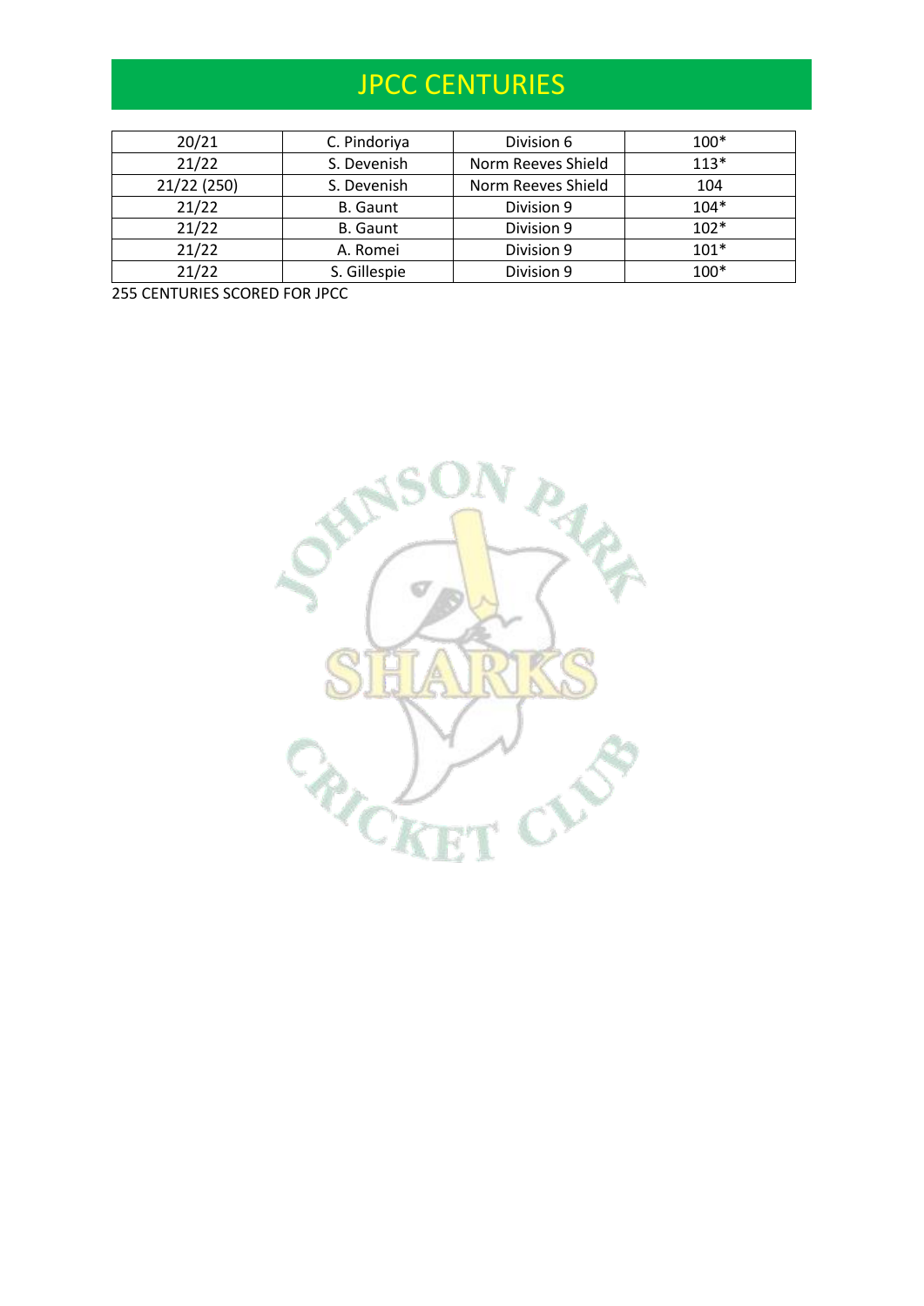# JPCC CENTURIES

| | | | |
|---|---|---|---|
| 20/21 | C. Pindoriya | Division 6 | 100* |
| 21/22 | S. Devenish | Norm Reeves Shield | 113* |
| 21/22 (250) | S. Devenish | Norm Reeves Shield | 104 |
| 21/22 | B. Gaunt | Division 9 | 104* |
| 21/22 | B. Gaunt | Division 9 | 102* |
| 21/22 | A. Romei | Division 9 | 101* |
| 21/22 | S. Gillespie | Division 9 | 100* |

255 CENTURIES SCORED FOR JPCC